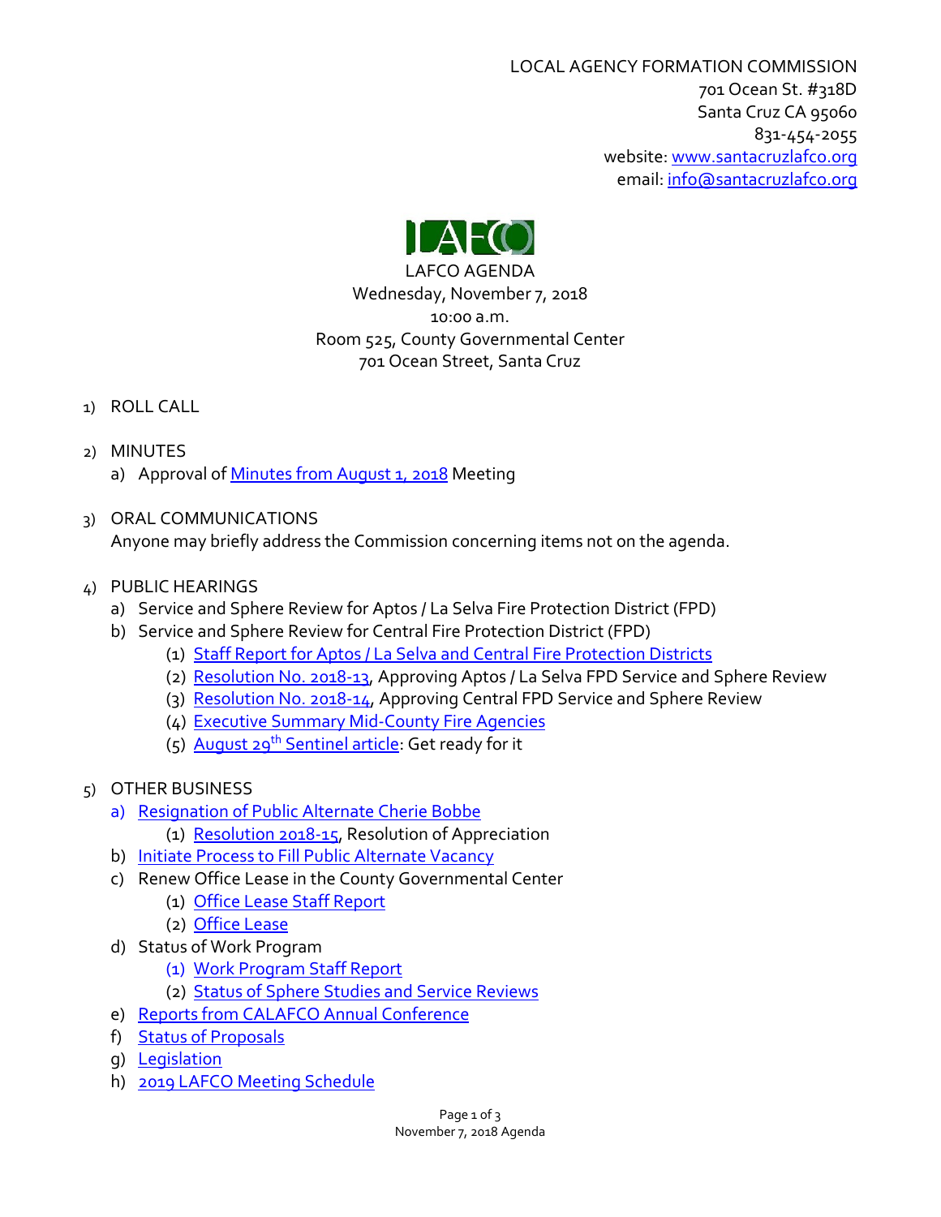LOCAL AGENCY FORMATION COMMISSION
701 Ocean St. #318D
Santa Cruz CA 95060
831-454-2055
website: [www.santacruzlafco.org](www.santacruzlafco.org)
email: [info@santacruzlafco.org](mailto:info@santacruzlafco.org)

LAFCO

# LAFCO AGENDA

Wednesday, November 7, 2018
10:00 a.m.
Room 525, County Governmental Center
701 Ocean Street, Santa Cruz

1) ROLL CALL

2) MINUTES
   a) Approval of Minutes from August 1, 2018 Meeting

3) ORAL COMMUNICATIONS
   Anyone may briefly address the Commission concerning items not on the agenda.

4) PUBLIC HEARINGS
   a) Service and Sphere Review for Aptos / La Selva Fire Protection District (FPD)
   b) Service and Sphere Review for Central Fire Protection District (FPD)
      (1) Staff Report for Aptos / La Selva and Central Fire Protection Districts
      (2) Resolution No. 2018-13, Approving Aptos / La Selva FPD Service and Sphere Review
      (3) Resolution No. 2018-14, Approving Central FPD Service and Sphere Review
      (4) Executive Summary Mid-County Fire Agencies
      (5) August 29th Sentinel article: Get ready for it

5) OTHER BUSINESS
   a) Resignation of Public Alternate Cherie Bobbe
      (1) Resolution 2018-15, Resolution of Appreciation
   b) Initiate Process to Fill Public Alternate Vacancy
   c) Renew Office Lease in the County Governmental Center
      (1) Office Lease Staff Report
      (2) Office Lease
   d) Status of Work Program
      (1) Work Program Staff Report
      (2) Status of Sphere Studies and Service Reviews
   e) Reports from CALAFCO Annual Conference
   f) Status of Proposals
   g) Legislation
   h) 2019 LAFCO Meeting Schedule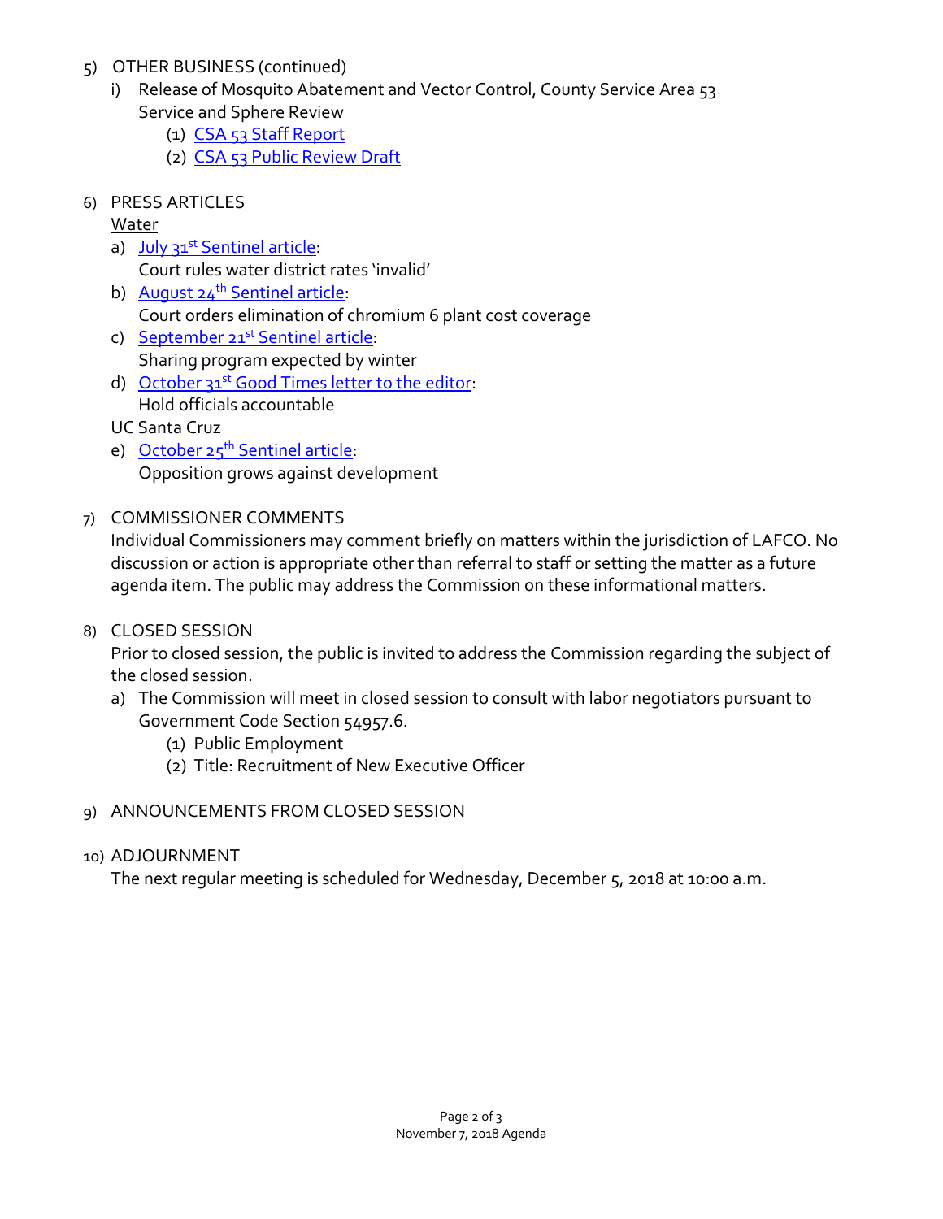5) OTHER BUSINESS (continued)
   i) Release of Mosquito Abatement and Vector Control, County Service Area 53 Service and Sphere Review
      (1) CSA 53 Staff Report
      (2) CSA 53 Public Review Draft

6) PRESS ARTICLES

   Water

   a) July 31st Sentinel article:
      Court rules water district rates 'invalid'
   b) August 24th Sentinel article:
      Court orders elimination of chromium 6 plant cost coverage
   c) September 21st Sentinel article:
      Sharing program expected by winter
   d) October 31st Good Times letter to the editor:
      Hold officials accountable

   UC Santa Cruz

   e) October 25th Sentinel article:
      Opposition grows against development

7) COMMISSIONER COMMENTS

   Individual Commissioners may comment briefly on matters within the jurisdiction of LAFCO. No discussion or action is appropriate other than referral to staff or setting the matter as a future agenda item. The public may address the Commission on these informational matters.

8) CLOSED SESSION

   Prior to closed session, the public is invited to address the Commission regarding the subject of the closed session.

   a) The Commission will meet in closed session to consult with labor negotiators pursuant to Government Code Section 54957.6.
      (1) Public Employment
      (2) Title: Recruitment of New Executive Officer

9) ANNOUNCEMENTS FROM CLOSED SESSION

10) ADJOURNMENT

    The next regular meeting is scheduled for Wednesday, December 5, 2018 at 10:00 a.m.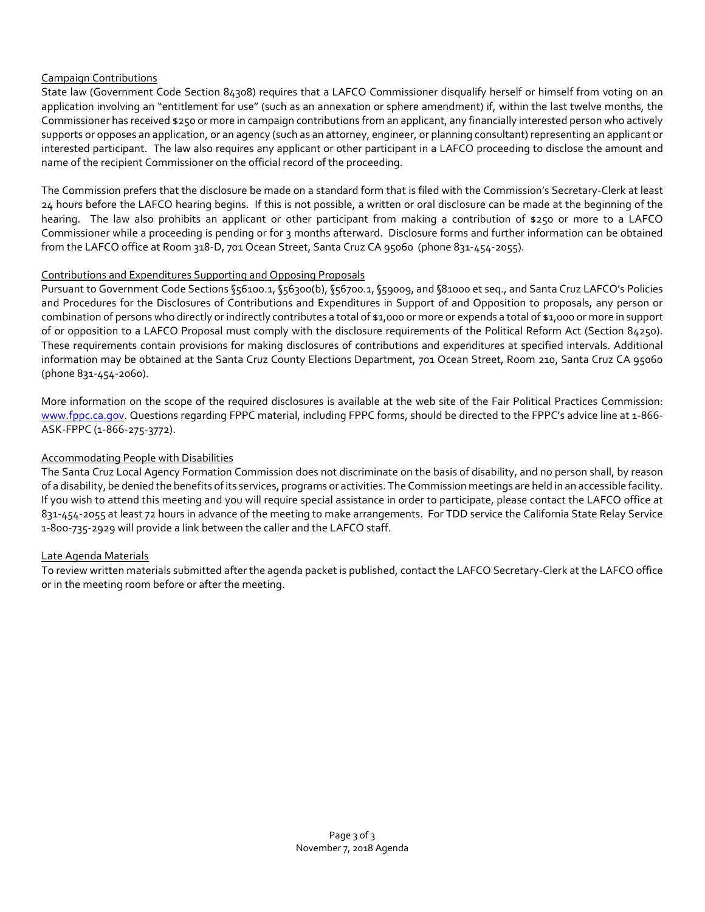Campaign Contributions

State law (Government Code Section 84308) requires that a LAFCO Commissioner disqualify herself or himself from voting on an application involving an "entitlement for use" (such as an annexation or sphere amendment) if, within the last twelve months, the Commissioner has received $250 or more in campaign contributions from an applicant, any financially interested person who actively supports or opposes an application, or an agency (such as an attorney, engineer, or planning consultant) representing an applicant or interested participant. The law also requires any applicant or other participant in a LAFCO proceeding to disclose the amount and name of the recipient Commissioner on the official record of the proceeding.

The Commission prefers that the disclosure be made on a standard form that is filed with the Commission's Secretary-Clerk at least 24 hours before the LAFCO hearing begins. If this is not possible, a written or oral disclosure can be made at the beginning of the hearing. The law also prohibits an applicant or other participant from making a contribution of $250 or more to a LAFCO Commissioner while a proceeding is pending or for 3 months afterward. Disclosure forms and further information can be obtained from the LAFCO office at Room 318-D, 701 Ocean Street, Santa Cruz CA 95060 (phone 831-454-2055).

Contributions and Expenditures Supporting and Opposing Proposals

Pursuant to Government Code Sections §56100.1, §56300(b), §56700.1, §59009, and §81000 et seq., and Santa Cruz LAFCO's Policies and Procedures for the Disclosures of Contributions and Expenditures in Support of and Opposition to proposals, any person or combination of persons who directly or indirectly contributes a total of $1,000 or more or expends a total of $1,000 or more in support of or opposition to a LAFCO Proposal must comply with the disclosure requirements of the Political Reform Act (Section 84250). These requirements contain provisions for making disclosures of contributions and expenditures at specified intervals. Additional information may be obtained at the Santa Cruz County Elections Department, 701 Ocean Street, Room 210, Santa Cruz CA 95060 (phone 831-454-2060).

More information on the scope of the required disclosures is available at the web site of the Fair Political Practices Commission: www.fppc.ca.gov. Questions regarding FPPC material, including FPPC forms, should be directed to the FPPC's advice line at 1-866-ASK-FPPC (1-866-275-3772).

Accommodating People with Disabilities

The Santa Cruz Local Agency Formation Commission does not discriminate on the basis of disability, and no person shall, by reason of a disability, be denied the benefits of its services, programs or activities. The Commission meetings are held in an accessible facility. If you wish to attend this meeting and you will require special assistance in order to participate, please contact the LAFCO office at 831-454-2055 at least 72 hours in advance of the meeting to make arrangements. For TDD service the California State Relay Service 1-800-735-2929 will provide a link between the caller and the LAFCO staff.

Late Agenda Materials

To review written materials submitted after the agenda packet is published, contact the LAFCO Secretary-Clerk at the LAFCO office or in the meeting room before or after the meeting.